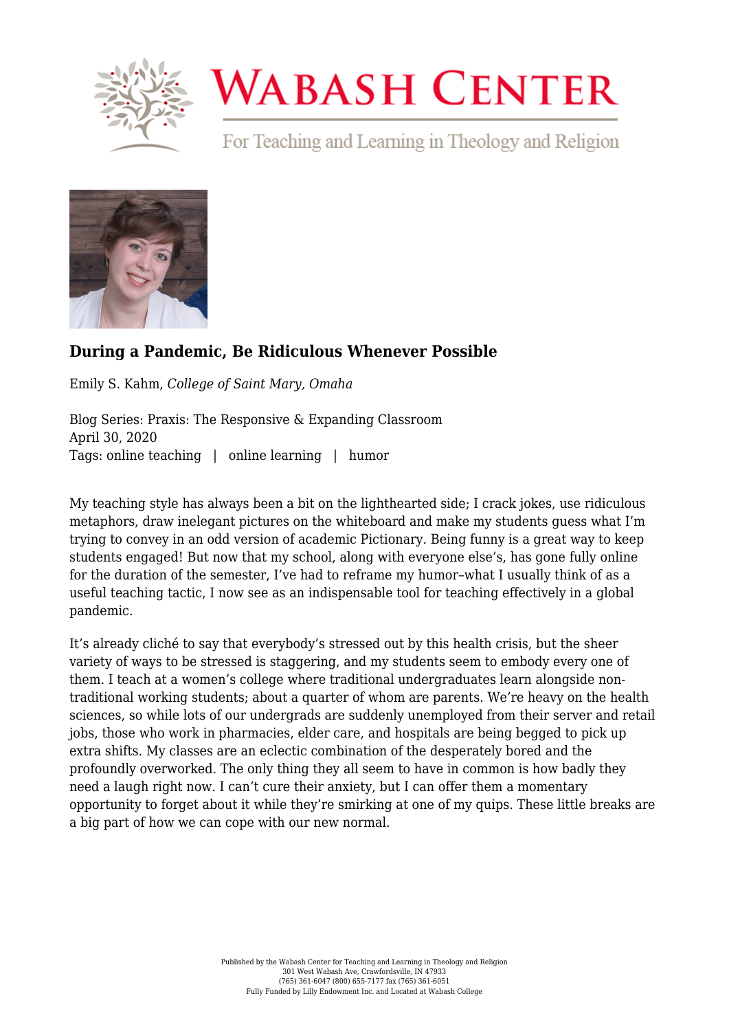# During a Pandemic, Be Ridiculous Whenever Possible

Emily S. Kahm, *College of Saint Mary, Omaha*

Blog Series: Praxis: The Responsive & Expanding Classroom
April 30, 2020
Tags: online teaching | online learning | humor

My teaching style has always been a bit on the lighthearted side; I crack jokes, use ridiculous metaphors, draw inelegant pictures on the whiteboard and make my students guess what I'm trying to convey in an odd version of academic Pictionary. Being funny is a great way to keep students engaged! But now that my school, along with everyone else's, has gone fully online for the duration of the semester, I've had to reframe my humor–what I usually think of as a useful teaching tactic, I now see as an indispensable tool for teaching effectively in a global pandemic.

It's already cliché to say that everybody's stressed out by this health crisis, but the sheer variety of ways to be stressed is staggering, and my students seem to embody every one of them. I teach at a women's college where traditional undergraduates learn alongside non-traditional working students; about a quarter of whom are parents. We're heavy on the health sciences, so while lots of our undergrads are suddenly unemployed from their server and retail jobs, those who work in pharmacies, elder care, and hospitals are being begged to pick up extra shifts. My classes are an eclectic combination of the desperately bored and the profoundly overworked. The only thing they all seem to have in common is how badly they need a laugh right now. I can't cure their anxiety, but I can offer them a momentary opportunity to forget about it while they're smirking at one of my quips. These little breaks are a big part of how we can cope with our new normal.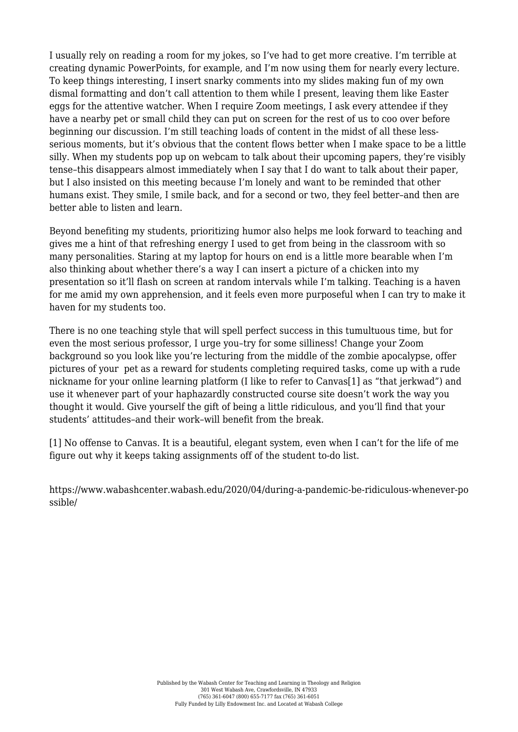I usually rely on reading a room for my jokes, so I've had to get more creative. I'm terrible at creating dynamic PowerPoints, for example, and I'm now using them for nearly every lecture. To keep things interesting, I insert snarky comments into my slides making fun of my own dismal formatting and don't call attention to them while I present, leaving them like Easter eggs for the attentive watcher. When I require Zoom meetings, I ask every attendee if they have a nearby pet or small child they can put on screen for the rest of us to coo over before beginning our discussion. I'm still teaching loads of content in the midst of all these less-serious moments, but it's obvious that the content flows better when I make space to be a little silly. When my students pop up on webcam to talk about their upcoming papers, they're visibly tense–this disappears almost immediately when I say that I do want to talk about their paper, but I also insisted on this meeting because I'm lonely and want to be reminded that other humans exist. They smile, I smile back, and for a second or two, they feel better–and then are better able to listen and learn.

Beyond benefiting my students, prioritizing humor also helps me look forward to teaching and gives me a hint of that refreshing energy I used to get from being in the classroom with so many personalities. Staring at my laptop for hours on end is a little more bearable when I'm also thinking about whether there's a way I can insert a picture of a chicken into my presentation so it'll flash on screen at random intervals while I'm talking. Teaching is a haven for me amid my own apprehension, and it feels even more purposeful when I can try to make it haven for my students too.

There is no one teaching style that will spell perfect success in this tumultuous time, but for even the most serious professor, I urge you–try for some silliness! Change your Zoom background so you look like you're lecturing from the middle of the zombie apocalypse, offer pictures of your pet as a reward for students completing required tasks, come up with a rude nickname for your online learning platform (I like to refer to Canvas[1] as "that jerkwad") and use it whenever part of your haphazardly constructed course site doesn't work the way you thought it would. Give yourself the gift of being a little ridiculous, and you'll find that your students' attitudes–and their work–will benefit from the break.

[1] No offense to Canvas. It is a beautiful, elegant system, even when I can't for the life of me figure out why it keeps taking assignments off of the student to-do list.

https://www.wabashcenter.wabash.edu/2020/04/during-a-pandemic-be-ridiculous-whenever-possible/